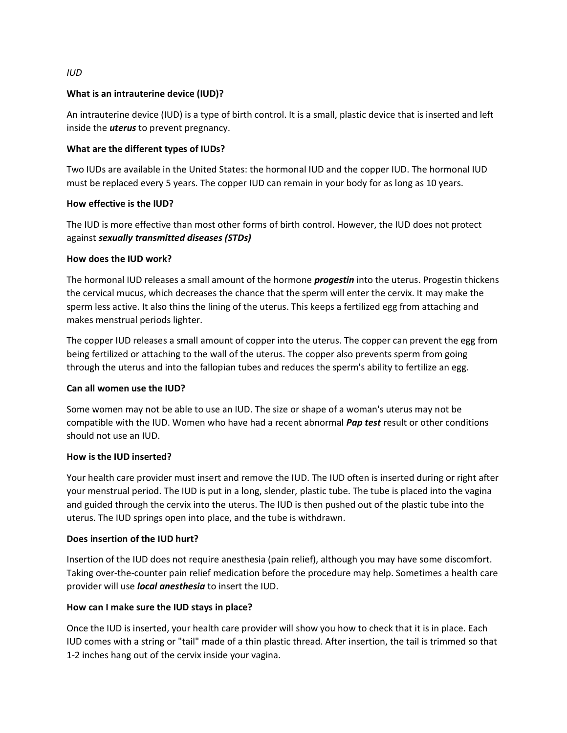*IUD*

**What is an intrauterine device (IUD)?**

An intrauterine device (IUD) is a type of birth control. It is a small, plastic device that is inserted and left inside the ***uterus*** to prevent pregnancy.

**What are the different types of IUDs?**

Two IUDs are available in the United States: the hormonal IUD and the copper IUD. The hormonal IUD must be replaced every 5 years. The copper IUD can remain in your body for as long as 10 years.

**How effective is the IUD?**

The IUD is more effective than most other forms of birth control. However, the IUD does not protect against ***sexually transmitted diseases (STDs)***

**How does the IUD work?**

The hormonal IUD releases a small amount of the hormone ***progestin*** into the uterus. Progestin thickens the cervical mucus, which decreases the chance that the sperm will enter the cervix. It may make the sperm less active. It also thins the lining of the uterus. This keeps a fertilized egg from attaching and makes menstrual periods lighter.

The copper IUD releases a small amount of copper into the uterus. The copper can prevent the egg from being fertilized or attaching to the wall of the uterus. The copper also prevents sperm from going through the uterus and into the fallopian tubes and reduces the sperm's ability to fertilize an egg.

**Can all women use the IUD?**

Some women may not be able to use an IUD. The size or shape of a woman's uterus may not be compatible with the IUD. Women who have had a recent abnormal ***Pap test*** result or other conditions should not use an IUD.

**How is the IUD inserted?**

Your health care provider must insert and remove the IUD. The IUD often is inserted during or right after your menstrual period. The IUD is put in a long, slender, plastic tube. The tube is placed into the vagina and guided through the cervix into the uterus. The IUD is then pushed out of the plastic tube into the uterus. The IUD springs open into place, and the tube is withdrawn.

**Does insertion of the IUD hurt?**

Insertion of the IUD does not require anesthesia (pain relief), although you may have some discomfort. Taking over-the-counter pain relief medication before the procedure may help. Sometimes a health care provider will use ***local anesthesia*** to insert the IUD.

**How can I make sure the IUD stays in place?**

Once the IUD is inserted, your health care provider will show you how to check that it is in place. Each IUD comes with a string or "tail" made of a thin plastic thread. After insertion, the tail is trimmed so that 1-2 inches hang out of the cervix inside your vagina.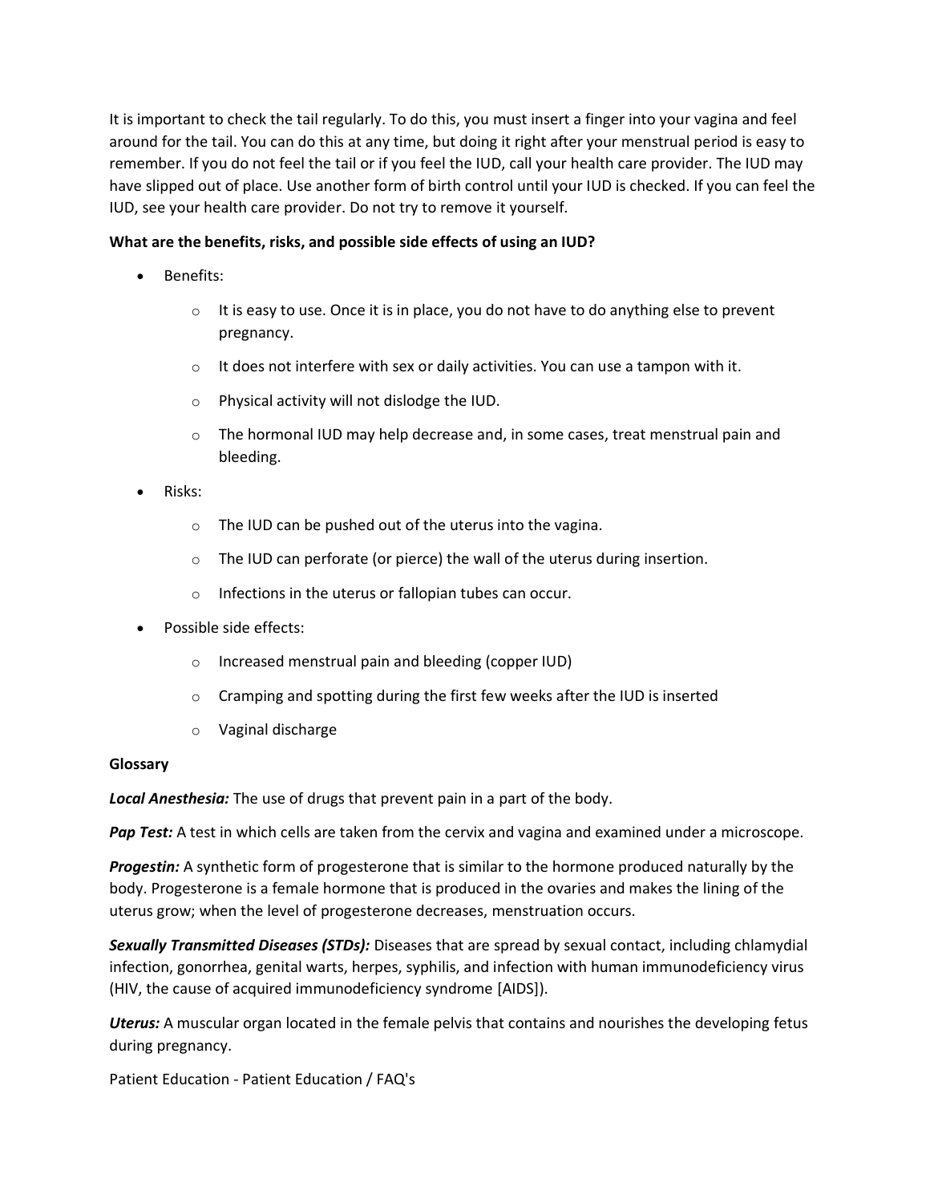It is important to check the tail regularly. To do this, you must insert a finger into your vagina and feel around for the tail. You can do this at any time, but doing it right after your menstrual period is easy to remember. If you do not feel the tail or if you feel the IUD, call your health care provider. The IUD may have slipped out of place. Use another form of birth control until your IUD is checked. If you can feel the IUD, see your health care provider. Do not try to remove it yourself.

**What are the benefits, risks, and possible side effects of using an IUD?**

- Benefits:
  - It is easy to use. Once it is in place, you do not have to do anything else to prevent pregnancy.
  - It does not interfere with sex or daily activities. You can use a tampon with it.
  - Physical activity will not dislodge the IUD.
  - The hormonal IUD may help decrease and, in some cases, treat menstrual pain and bleeding.
- Risks:
  - The IUD can be pushed out of the uterus into the vagina.
  - The IUD can perforate (or pierce) the wall of the uterus during insertion.
  - Infections in the uterus or fallopian tubes can occur.
- Possible side effects:
  - Increased menstrual pain and bleeding (copper IUD)
  - Cramping and spotting during the first few weeks after the IUD is inserted
  - Vaginal discharge

**Glossary**

***Local Anesthesia:*** The use of drugs that prevent pain in a part of the body.

***Pap Test:*** A test in which cells are taken from the cervix and vagina and examined under a microscope.

***Progestin:*** A synthetic form of progesterone that is similar to the hormone produced naturally by the body. Progesterone is a female hormone that is produced in the ovaries and makes the lining of the uterus grow; when the level of progesterone decreases, menstruation occurs.

***Sexually Transmitted Diseases (STDs):*** Diseases that are spread by sexual contact, including chlamydial infection, gonorrhea, genital warts, herpes, syphilis, and infection with human immunodeficiency virus (HIV, the cause of acquired immunodeficiency syndrome [AIDS]).

***Uterus:*** A muscular organ located in the female pelvis that contains and nourishes the developing fetus during pregnancy.